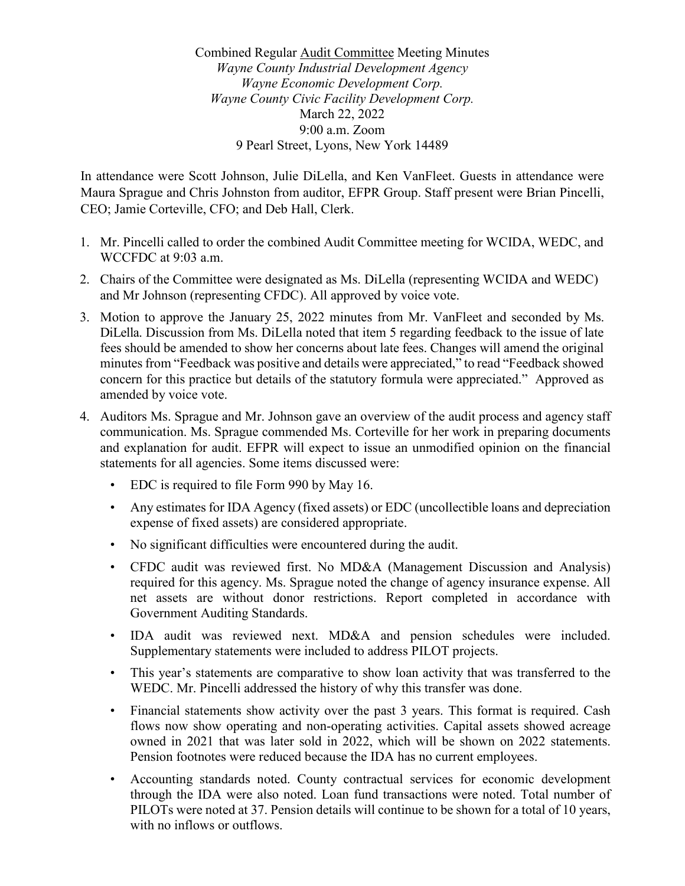Combined Regular <u>Audit Committee</u> Meeting Minutes
*Wayne County Industrial Development Agency*
*Wayne Economic Development Corp.*
*Wayne County Civic Facility Development Corp.*
March 22, 2022
9:00 a.m. Zoom
9 Pearl Street, Lyons, New York 14489

In attendance were Scott Johnson, Julie DiLella, and Ken VanFleet. Guests in attendance were Maura Sprague and Chris Johnston from auditor, EFPR Group. Staff present were Brian Pincelli, CEO; Jamie Corteville, CFO; and Deb Hall, Clerk.

1. Mr. Pincelli called to order the combined Audit Committee meeting for WCIDA, WEDC, and WCCFDC at 9:03 a.m.
2. Chairs of the Committee were designated as Ms. DiLella (representing WCIDA and WEDC) and Mr Johnson (representing CFDC). All approved by voice vote.
3. Motion to approve the January 25, 2022 minutes from Mr. VanFleet and seconded by Ms. DiLella. Discussion from Ms. DiLella noted that item 5 regarding feedback to the issue of late fees should be amended to show her concerns about late fees. Changes will amend the original minutes from "Feedback was positive and details were appreciated," to read "Feedback showed concern for this practice but details of the statutory formula were appreciated." Approved as amended by voice vote.
4. Auditors Ms. Sprague and Mr. Johnson gave an overview of the audit process and agency staff communication. Ms. Sprague commended Ms. Corteville for her work in preparing documents and explanation for audit. EFPR will expect to issue an unmodified opinion on the financial statements for all agencies. Some items discussed were:
   - EDC is required to file Form 990 by May 16.
   - Any estimates for IDA Agency (fixed assets) or EDC (uncollectible loans and depreciation expense of fixed assets) are considered appropriate.
   - No significant difficulties were encountered during the audit.
   - CFDC audit was reviewed first. No MD&A (Management Discussion and Analysis) required for this agency. Ms. Sprague noted the change of agency insurance expense. All net assets are without donor restrictions. Report completed in accordance with Government Auditing Standards.
   - IDA audit was reviewed next. MD&A and pension schedules were included. Supplementary statements were included to address PILOT projects.
   - This year's statements are comparative to show loan activity that was transferred to the WEDC. Mr. Pincelli addressed the history of why this transfer was done.
   - Financial statements show activity over the past 3 years. This format is required. Cash flows now show operating and non-operating activities. Capital assets showed acreage owned in 2021 that was later sold in 2022, which will be shown on 2022 statements. Pension footnotes were reduced because the IDA has no current employees.
   - Accounting standards noted. County contractual services for economic development through the IDA were also noted. Loan fund transactions were noted. Total number of PILOTs were noted at 37. Pension details will continue to be shown for a total of 10 years, with no inflows or outflows.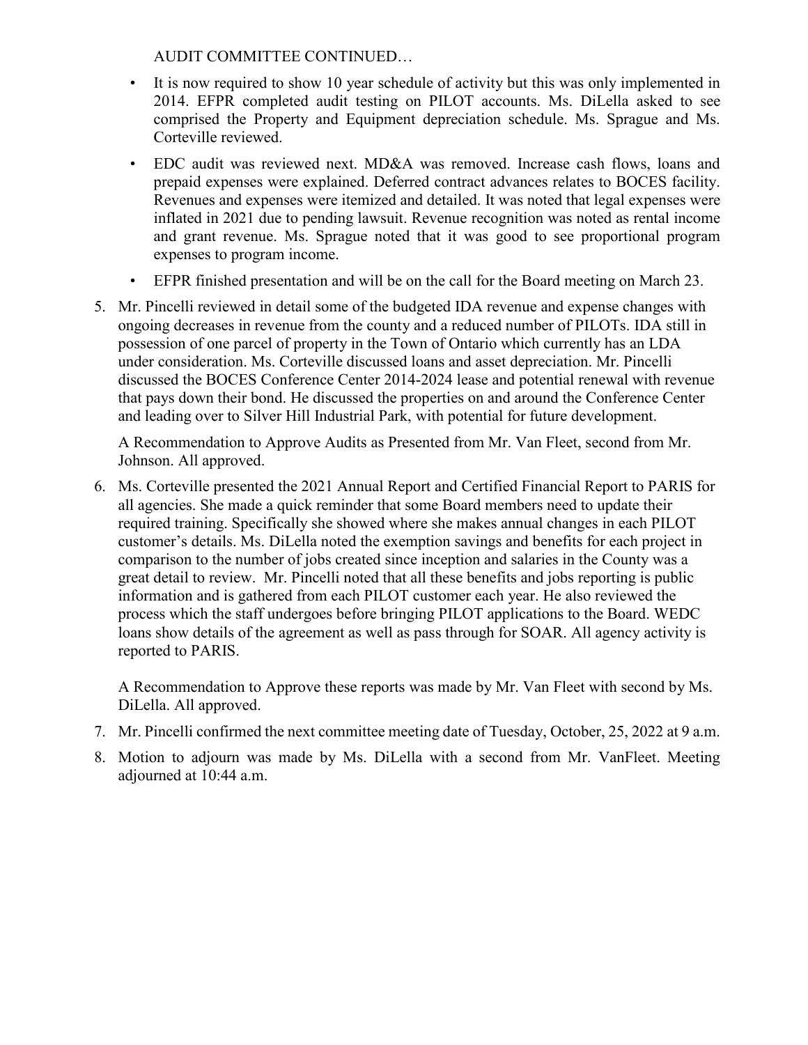AUDIT COMMITTEE CONTINUED…

- It is now required to show 10 year schedule of activity but this was only implemented in 2014. EFPR completed audit testing on PILOT accounts. Ms. DiLella asked to see comprised the Property and Equipment depreciation schedule. Ms. Sprague and Ms. Corteville reviewed.
- EDC audit was reviewed next. MD&A was removed. Increase cash flows, loans and prepaid expenses were explained. Deferred contract advances relates to BOCES facility. Revenues and expenses were itemized and detailed. It was noted that legal expenses were inflated in 2021 due to pending lawsuit. Revenue recognition was noted as rental income and grant revenue. Ms. Sprague noted that it was good to see proportional program expenses to program income.
- EFPR finished presentation and will be on the call for the Board meeting on March 23.

5. Mr. Pincelli reviewed in detail some of the budgeted IDA revenue and expense changes with ongoing decreases in revenue from the county and a reduced number of PILOTs. IDA still in possession of one parcel of property in the Town of Ontario which currently has an LDA under consideration. Ms. Corteville discussed loans and asset depreciation. Mr. Pincelli discussed the BOCES Conference Center 2014-2024 lease and potential renewal with revenue that pays down their bond. He discussed the properties on and around the Conference Center and leading over to Silver Hill Industrial Park, with potential for future development.

   A Recommendation to Approve Audits as Presented from Mr. Van Fleet, second from Mr. Johnson. All approved.

6. Ms. Corteville presented the 2021 Annual Report and Certified Financial Report to PARIS for all agencies. She made a quick reminder that some Board members need to update their required training. Specifically she showed where she makes annual changes in each PILOT customer's details. Ms. DiLella noted the exemption savings and benefits for each project in comparison to the number of jobs created since inception and salaries in the County was a great detail to review. Mr. Pincelli noted that all these benefits and jobs reporting is public information and is gathered from each PILOT customer each year. He also reviewed the process which the staff undergoes before bringing PILOT applications to the Board. WEDC loans show details of the agreement as well as pass through for SOAR. All agency activity is reported to PARIS.

   A Recommendation to Approve these reports was made by Mr. Van Fleet with second by Ms. DiLella. All approved.

7. Mr. Pincelli confirmed the next committee meeting date of Tuesday, October, 25, 2022 at 9 a.m.
8. Motion to adjourn was made by Ms. DiLella with a second from Mr. VanFleet. Meeting adjourned at 10:44 a.m.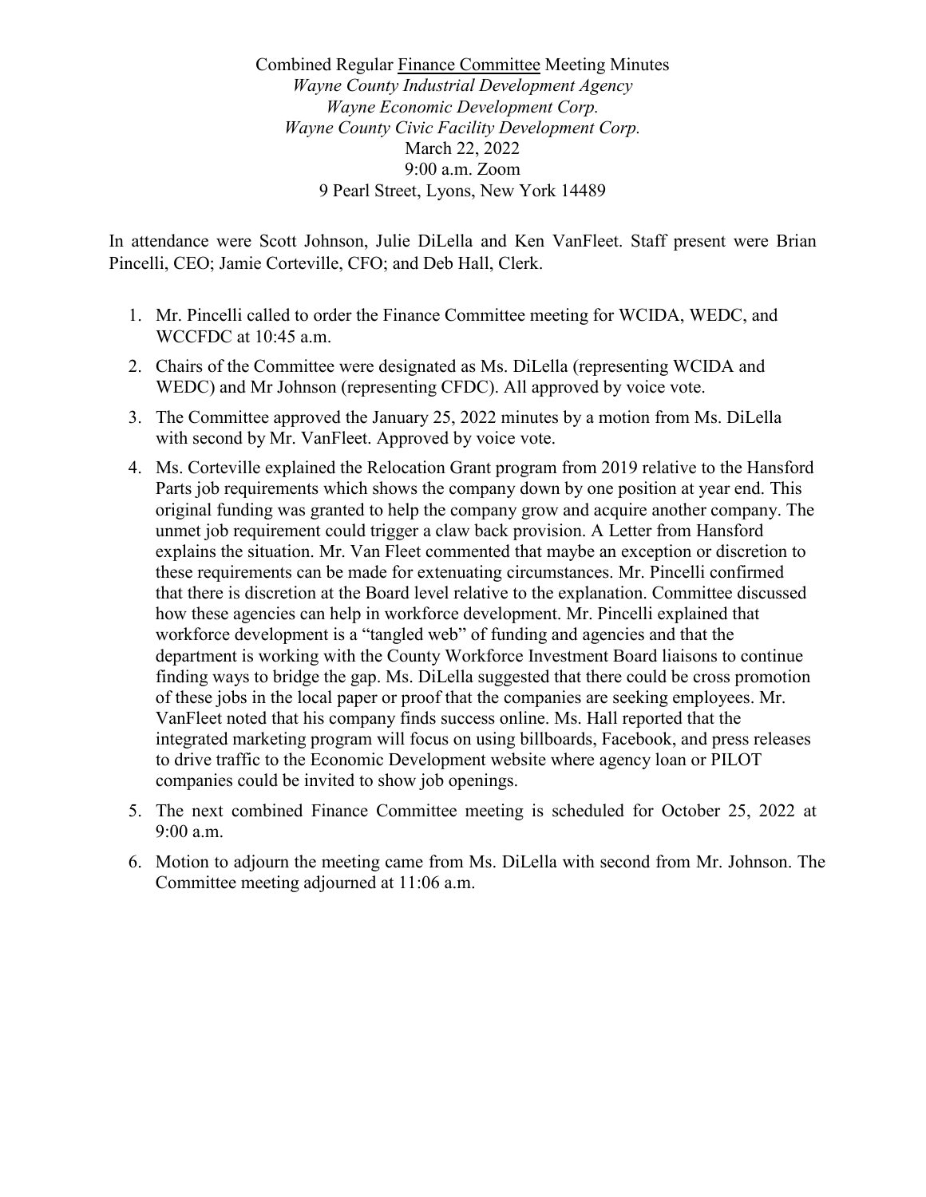Combined Regular <u>Finance Committee</u> Meeting Minutes

*Wayne County Industrial Development Agency*

*Wayne Economic Development Corp.*

*Wayne County Civic Facility Development Corp.*

March 22, 2022

9:00 a.m. Zoom

9 Pearl Street, Lyons, New York 14489

In attendance were Scott Johnson, Julie DiLella and Ken VanFleet. Staff present were Brian Pincelli, CEO; Jamie Corteville, CFO; and Deb Hall, Clerk.

1. Mr. Pincelli called to order the Finance Committee meeting for WCIDA, WEDC, and WCCFDC at 10:45 a.m.
2. Chairs of the Committee were designated as Ms. DiLella (representing WCIDA and WEDC) and Mr Johnson (representing CFDC). All approved by voice vote.
3. The Committee approved the January 25, 2022 minutes by a motion from Ms. DiLella with second by Mr. VanFleet. Approved by voice vote.
4. Ms. Corteville explained the Relocation Grant program from 2019 relative to the Hansford Parts job requirements which shows the company down by one position at year end. This original funding was granted to help the company grow and acquire another company. The unmet job requirement could trigger a claw back provision. A Letter from Hansford explains the situation. Mr. Van Fleet commented that maybe an exception or discretion to these requirements can be made for extenuating circumstances. Mr. Pincelli confirmed that there is discretion at the Board level relative to the explanation. Committee discussed how these agencies can help in workforce development. Mr. Pincelli explained that workforce development is a "tangled web" of funding and agencies and that the department is working with the County Workforce Investment Board liaisons to continue finding ways to bridge the gap. Ms. DiLella suggested that there could be cross promotion of these jobs in the local paper or proof that the companies are seeking employees. Mr. VanFleet noted that his company finds success online. Ms. Hall reported that the integrated marketing program will focus on using billboards, Facebook, and press releases to drive traffic to the Economic Development website where agency loan or PILOT companies could be invited to show job openings.
5. The next combined Finance Committee meeting is scheduled for October 25, 2022 at 9:00 a.m.
6. Motion to adjourn the meeting came from Ms. DiLella with second from Mr. Johnson. The Committee meeting adjourned at 11:06 a.m.